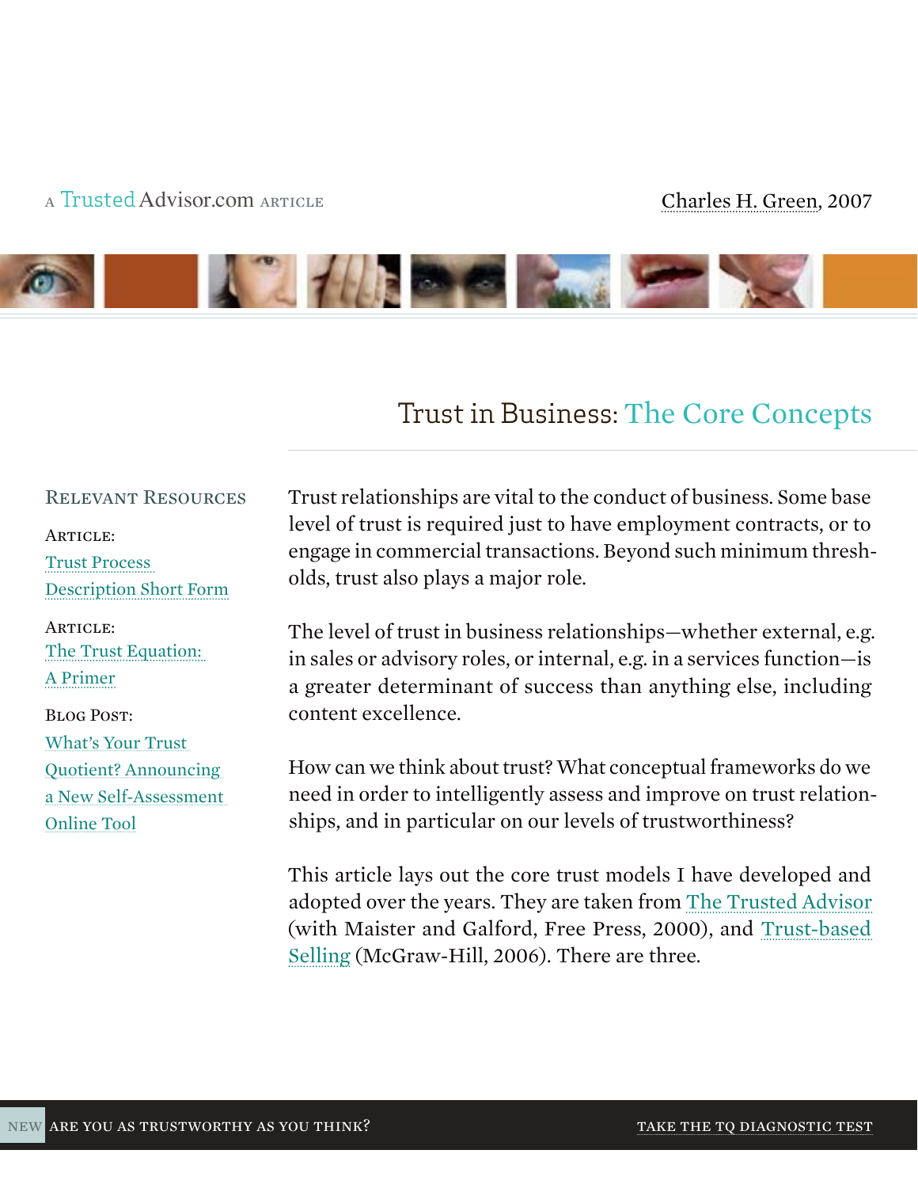A TrustedAdvisor.com ARTICLE

Charles H. Green, 2007

# Trust in Business: The Core Concepts

Trust relationships are vital to the conduct of business. Some base level of trust is required just to have employment contracts, or to engage in commercial transactions. Beyond such minimum thresholds, trust also plays a major role.

The level of trust in business relationships—whether external, e.g. in sales or advisory roles, or internal, e.g. in a services function—is a greater determinant of success than anything else, including content excellence.

How can we think about trust? What conceptual frameworks do we need in order to intelligently assess and improve on trust relationships, and in particular on our levels of trustworthiness?

This article lays out the core trust models I have developed and adopted over the years. They are taken from The Trusted Advisor (with Maister and Galford, Free Press, 2000), and Trust-based Selling (McGraw-Hill, 2006). There are three.

**Relevant Resources**

Article:
Trust Process Description Short Form

Article:
The Trust Equation: A Primer

Blog Post:
What's Your Trust Quotient? Announcing a New Self-Assessment Online Tool

NEW ARE YOU AS TRUSTWORTHY AS YOU THINK? TAKE THE TQ DIAGNOSTIC TEST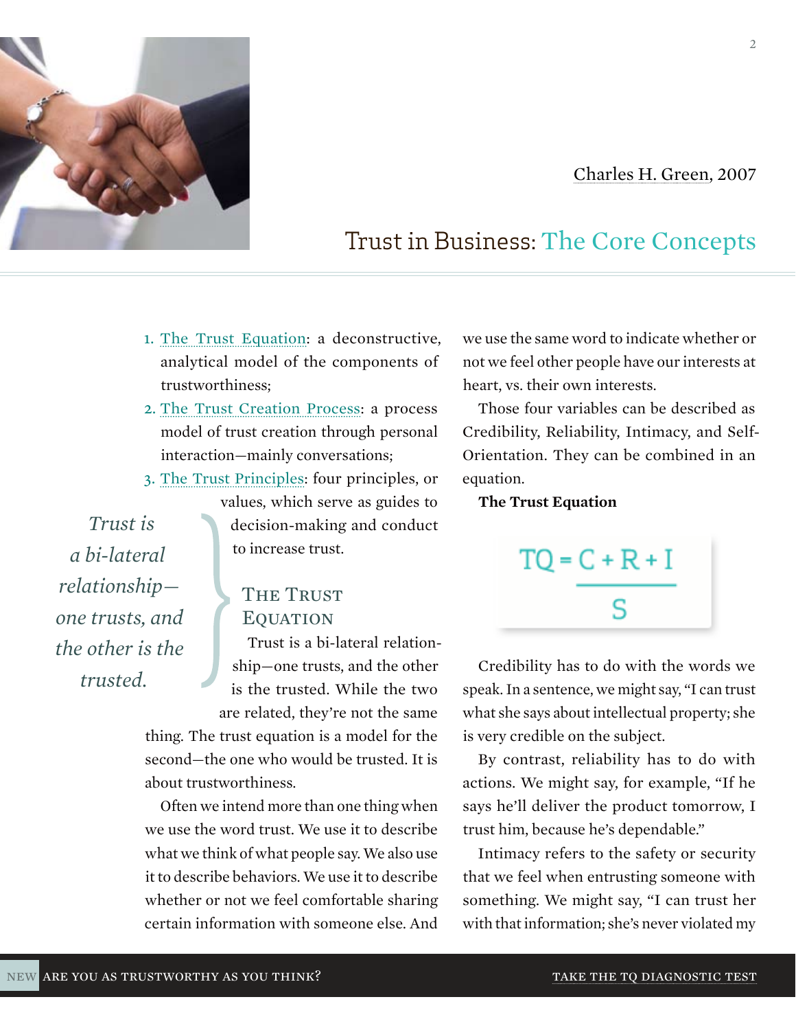Charles H. Green, 2007

# Trust in Business: The Core Concepts

1. The Trust Equation: a deconstructive, analytical model of the components of trustworthiness;
2. The Trust Creation Process: a process model of trust creation through personal interaction—mainly conversations;
3. The Trust Principles: four principles, or values, which serve as guides to decision-making and conduct to increase trust.

*Trust is a bi-lateral relationship—one trusts, and the other is the trusted.*

## The Trust Equation

Trust is a bi-lateral relationship—one trusts, and the other is the trusted. While the two are related, they're not the same thing. The trust equation is a model for the second—the one who would be trusted. It is about trustworthiness.

Often we intend more than one thing when we use the word trust. We use it to describe what we think of what people say. We also use it to describe behaviors. We use it to describe whether or not we feel comfortable sharing certain information with someone else. And we use the same word to indicate whether or not we feel other people have our interests at heart, vs. their own interests.

Those four variables can be described as Credibility, Reliability, Intimacy, and Self-Orientation. They can be combined in an equation.

**The Trust Equation**

$$TQ = \frac{C + R + I}{S}$$

Credibility has to do with the words we speak. In a sentence, we might say, "I can trust what she says about intellectual property; she is very credible on the subject.

By contrast, reliability has to do with actions. We might say, for example, "If he says he'll deliver the product tomorrow, I trust him, because he's dependable."

Intimacy refers to the safety or security that we feel when entrusting someone with something. We might say, "I can trust her with that information; she's never violated my

NEW ARE YOU AS TRUSTWORTHY AS YOU THINK? TAKE THE TQ DIAGNOSTIC TEST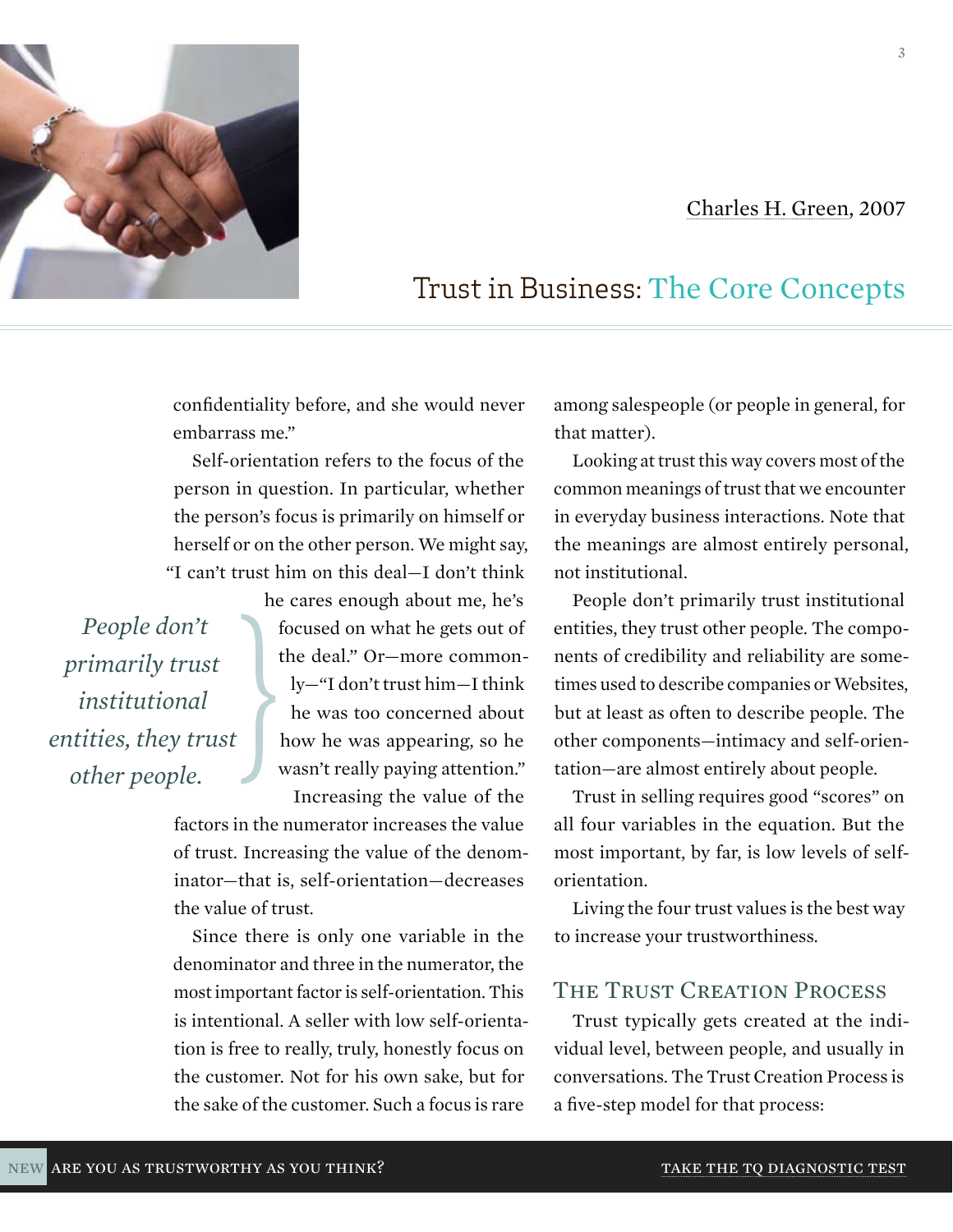Charles H. Green, 2007

# Trust in Business: The Core Concepts

confidentiality before, and she would never embarrass me."

Self-orientation refers to the focus of the person in question. In particular, whether the person's focus is primarily on himself or herself or on the other person. We might say, "I can't trust him on this deal—I don't think he cares enough about me, he's focused on what he gets out of the deal." Or—more commonly—"I don't trust him—I think he was too concerned about how he was appearing, so he wasn't really paying attention."

*People don't primarily trust institutional entities, they trust other people.*

Increasing the value of the factors in the numerator increases the value of trust. Increasing the value of the denominator—that is, self-orientation—decreases the value of trust.

Since there is only one variable in the denominator and three in the numerator, the most important factor is self-orientation. This is intentional. A seller with low self-orientation is free to really, truly, honestly focus on the customer. Not for his own sake, but for the sake of the customer. Such a focus is rare among salespeople (or people in general, for that matter).

Looking at trust this way covers most of the common meanings of trust that we encounter in everyday business interactions. Note that the meanings are almost entirely personal, not institutional.

People don't primarily trust institutional entities, they trust other people. The components of credibility and reliability are sometimes used to describe companies or Websites, but at least as often to describe people. The other components—intimacy and self-orientation—are almost entirely about people.

Trust in selling requires good "scores" on all four variables in the equation. But the most important, by far, is low levels of self-orientation.

Living the four trust values is the best way to increase your trustworthiness.

## The Trust Creation Process

Trust typically gets created at the individual level, between people, and usually in conversations. The Trust Creation Process is a five-step model for that process:

NEW ARE YOU AS TRUSTWORTHY AS YOU THINK? TAKE THE TQ DIAGNOSTIC TEST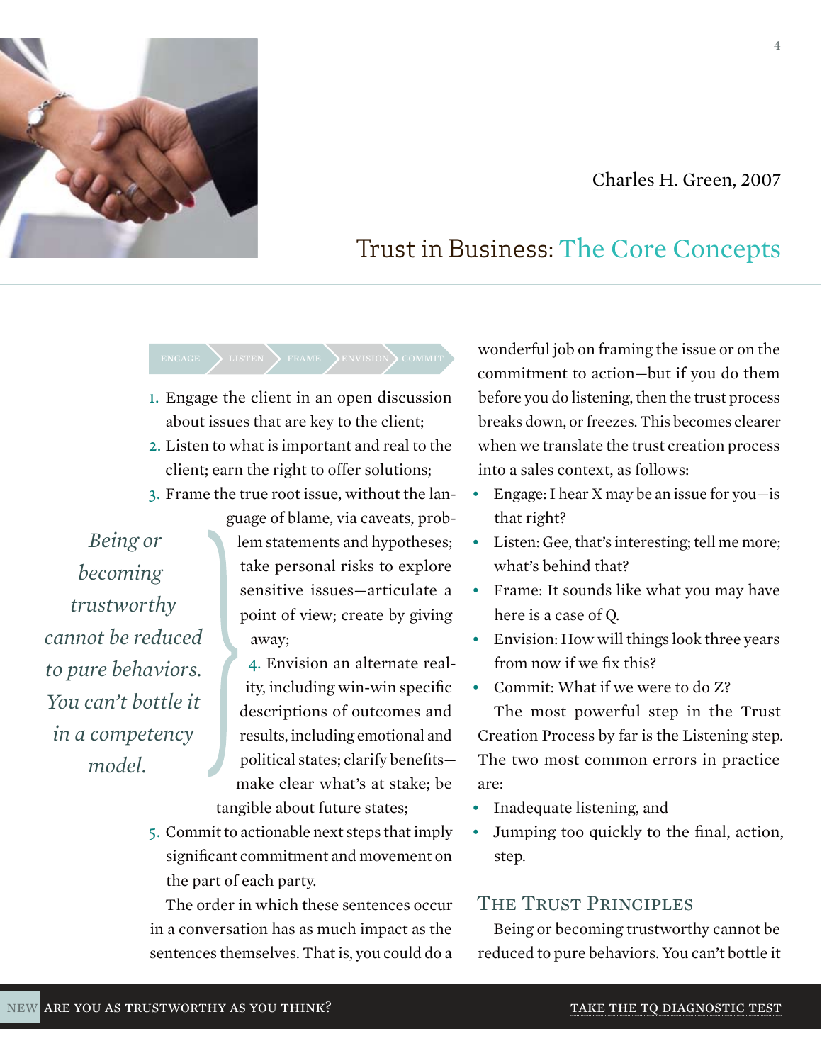Charles H. Green, 2007

# Trust in Business: The Core Concepts

ENGAGE › LISTEN › FRAME › ENVISION › COMMIT

1. Engage the client in an open discussion about issues that are key to the client;
2. Listen to what is important and real to the client; earn the right to offer solutions;
3. Frame the true root issue, without the language of blame, via caveats, problem statements and hypotheses; take personal risks to explore sensitive issues—articulate a point of view; create by giving away;
4. Envision an alternate reality, including win-win specific descriptions of outcomes and results, including emotional and political states; clarify benefits—make clear what's at stake; be tangible about future states;
5. Commit to actionable next steps that imply significant commitment and movement on the part of each party.

*Being or becoming trustworthy cannot be reduced to pure behaviors. You can't bottle it in a competency model.*

The order in which these sentences occur in a conversation has as much impact as the sentences themselves. That is, you could do a wonderful job on framing the issue or on the commitment to action—but if you do them before you do listening, then the trust process breaks down, or freezes. This becomes clearer when we translate the trust creation process into a sales context, as follows:

- Engage: I hear X may be an issue for you—is that right?
- Listen: Gee, that's interesting; tell me more; what's behind that?
- Frame: It sounds like what you may have here is a case of Q.
- Envision: How will things look three years from now if we fix this?
- Commit: What if we were to do Z?

The most powerful step in the Trust Creation Process by far is the Listening step. The two most common errors in practice are:

- Inadequate listening, and
- Jumping too quickly to the final, action, step.

## The Trust Principles

Being or becoming trustworthy cannot be reduced to pure behaviors. You can't bottle it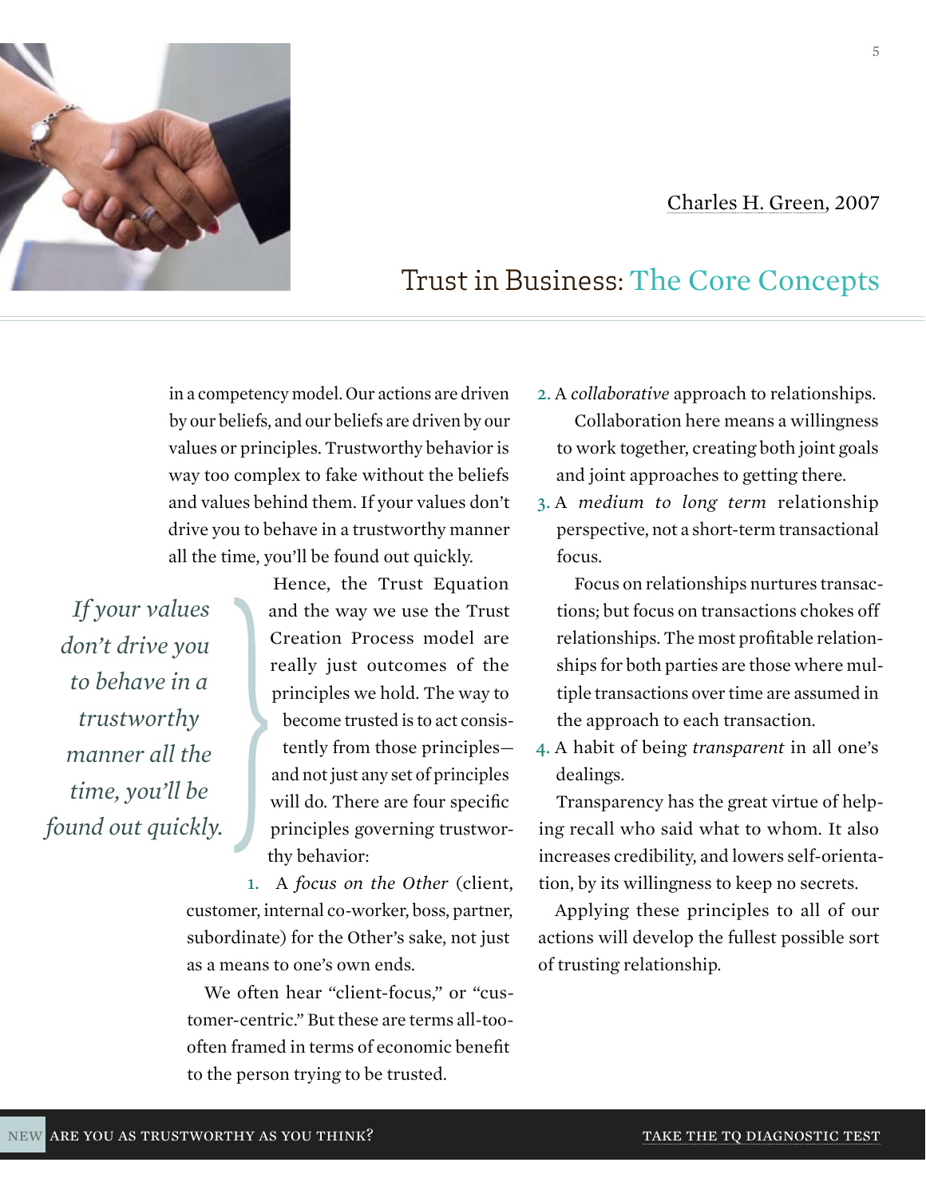Charles H. Green, 2007

# Trust in Business: The Core Concepts

in a competency model. Our actions are driven by our beliefs, and our beliefs are driven by our values or principles. Trustworthy behavior is way too complex to fake without the beliefs and values behind them. If your values don't drive you to behave in a trustworthy manner all the time, you'll be found out quickly.

*If your values don't drive you to behave in a trustworthy manner all the time, you'll be found out quickly.*

Hence, the Trust Equation and the way we use the Trust Creation Process model are really just outcomes of the principles we hold. The way to become trusted is to act consistently from those principles—and not just any set of principles will do. There are four specific principles governing trustworthy behavior:

1. A *focus on the Other* (client, customer, internal co-worker, boss, partner, subordinate) for the Other's sake, not just as a means to one's own ends.

   We often hear "client-focus," or "customer-centric." But these are terms all-too-often framed in terms of economic benefit to the person trying to be trusted.

2. A *collaborative* approach to relationships.

   Collaboration here means a willingness to work together, creating both joint goals and joint approaches to getting there.

3. A *medium to long term* relationship perspective, not a short-term transactional focus.

   Focus on relationships nurtures transactions; but focus on transactions chokes off relationships. The most profitable relationships for both parties are those where multiple transactions over time are assumed in the approach to each transaction.

4. A habit of being *transparent* in all one's dealings.

Transparency has the great virtue of helping recall who said what to whom. It also increases credibility, and lowers self-orientation, by its willingness to keep no secrets.

Applying these principles to all of our actions will develop the fullest possible sort of trusting relationship.

NEW ARE YOU AS TRUSTWORTHY AS YOU THINK? TAKE THE TQ DIAGNOSTIC TEST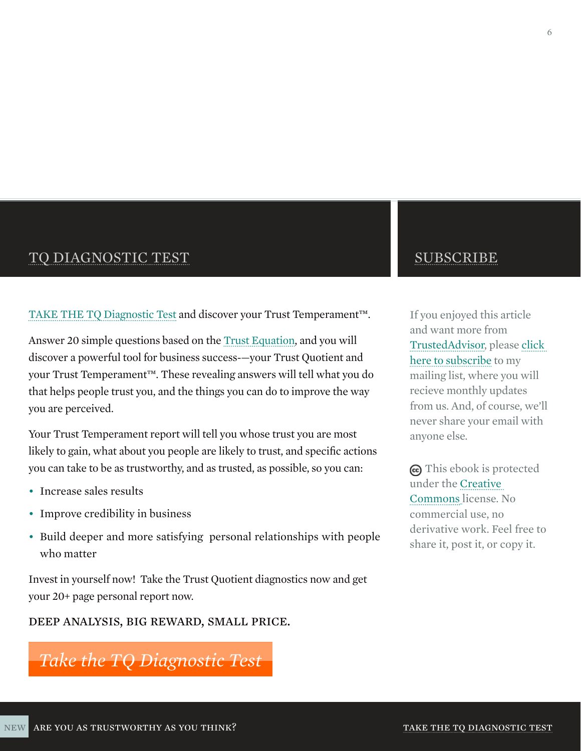## TQ DIAGNOSTIC TEST

TAKE THE TQ Diagnostic Test and discover your Trust Temperament™.

Answer 20 simple questions based on the Trust Equation, and you will discover a powerful tool for business success-—your Trust Quotient and your Trust Temperament™. These revealing answers will tell what you do that helps people trust you, and the things you can do to improve the way you are perceived.

Your Trust Temperament report will tell you whose trust you are most likely to gain, what about you people are likely to trust, and specific actions you can take to be as trustworthy, and as trusted, as possible, so you can:

- Increase sales results
- Improve credibility in business
- Build deeper and more satisfying personal relationships with people who matter

Invest in yourself now! Take the Trust Quotient diagnostics now and get your 20+ page personal report now.

DEEP ANALYSIS, BIG REWARD, SMALL PRICE.

*Take the TQ Diagnostic Test*

## SUBSCRIBE

If you enjoyed this article and want more from TrustedAdvisor, please click here to subscribe to my mailing list, where you will recieve monthly updates from us. And, of course, we'll never share your email with anyone else.

This ebook is protected under the Creative Commons license. No commercial use, no derivative work. Feel free to share it, post it, or copy it.

NEW ARE YOU AS TRUSTWORTHY AS YOU THINK? TAKE THE TQ DIAGNOSTIC TEST